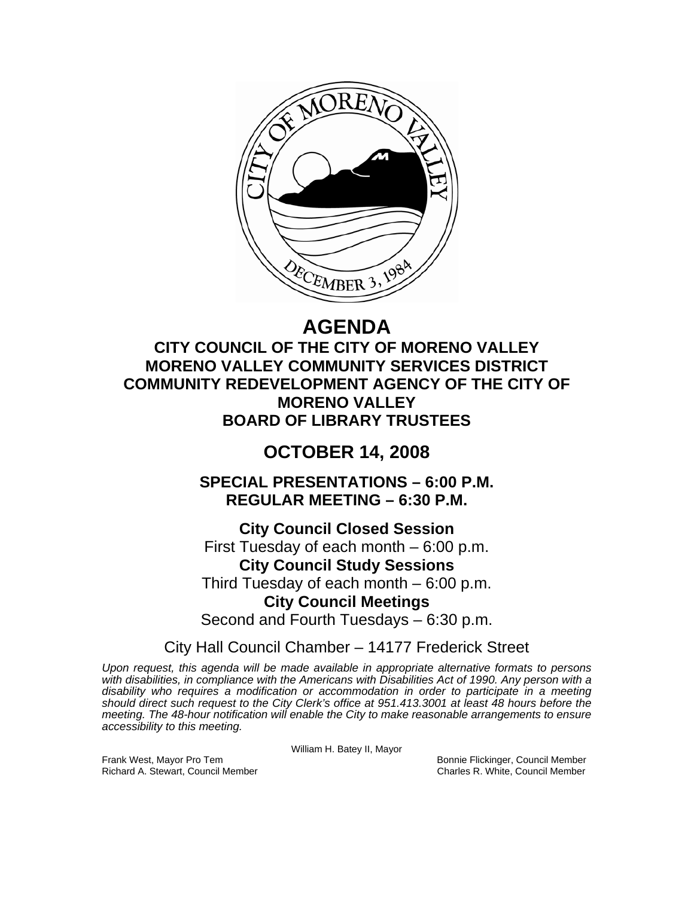# AGENDA

## CITY COUNCIL OF THE CITY OF MORENO VALLEY
## MORENO VALLEY COMMUNITY SERVICES DISTRICT
## COMMUNITY REDEVELOPMENT AGENCY OF THE CITY OF MORENO VALLEY
## BOARD OF LIBRARY TRUSTEES

# OCTOBER 14, 2008

## SPECIAL PRESENTATIONS – 6:00 P.M.
## REGULAR MEETING – 6:30 P.M.

**City Council Closed Session**
First Tuesday of each month – 6:00 p.m.

**City Council Study Sessions**
Third Tuesday of each month – 6:00 p.m.

**City Council Meetings**
Second and Fourth Tuesdays – 6:30 p.m.

City Hall Council Chamber – 14177 Frederick Street

*Upon request, this agenda will be made available in appropriate alternative formats to persons with disabilities, in compliance with the Americans with Disabilities Act of 1990. Any person with a disability who requires a modification or accommodation in order to participate in a meeting should direct such request to the City Clerk's office at 951.413.3001 at least 48 hours before the meeting. The 48-hour notification will enable the City to make reasonable arrangements to ensure accessibility to this meeting.*

William H. Batey II, Mayor

Frank West, Mayor Pro Tem
Bonnie Flickinger, Council Member
Richard A. Stewart, Council Member
Charles R. White, Council Member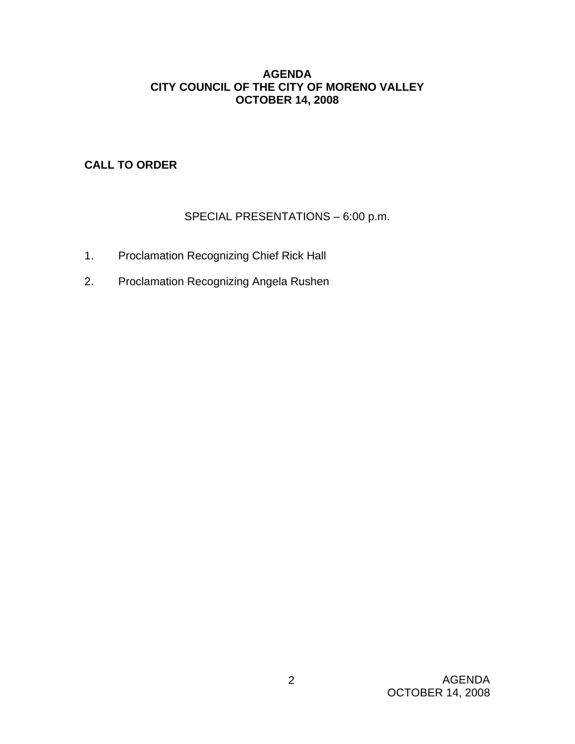**AGENDA**
**CITY COUNCIL OF THE CITY OF MORENO VALLEY**
**OCTOBER 14, 2008**

**CALL TO ORDER**

SPECIAL PRESENTATIONS – 6:00 p.m.

1. Proclamation Recognizing Chief Rick Hall

2. Proclamation Recognizing Angela Rushen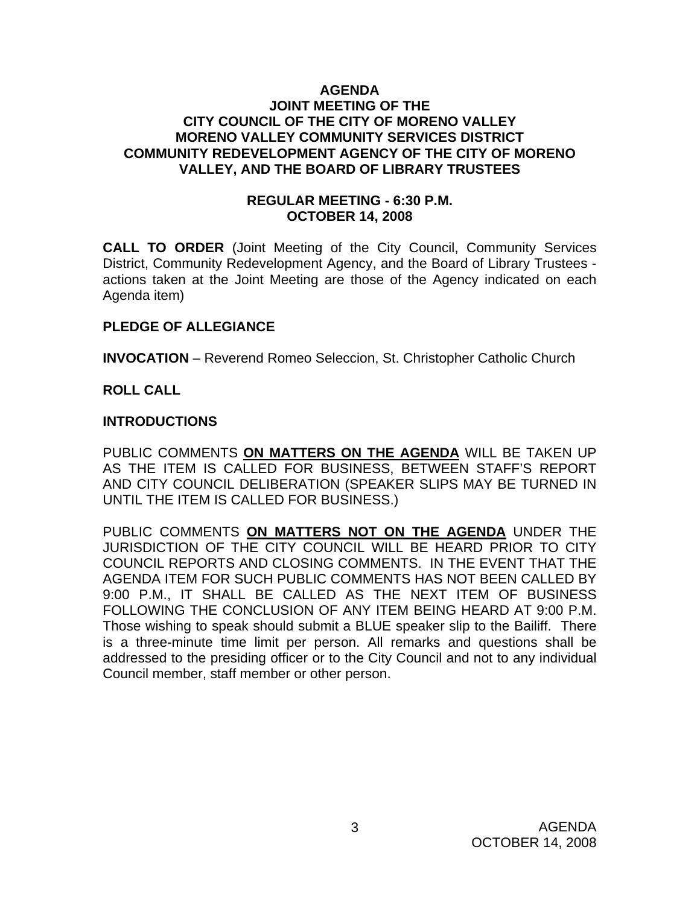# AGENDA
## JOINT MEETING OF THE CITY COUNCIL OF THE CITY OF MORENO VALLEY MORENO VALLEY COMMUNITY SERVICES DISTRICT COMMUNITY REDEVELOPMENT AGENCY OF THE CITY OF MORENO VALLEY, AND THE BOARD OF LIBRARY TRUSTEES

### REGULAR MEETING - 6:30 P.M.
### OCTOBER 14, 2008

**CALL TO ORDER** (Joint Meeting of the City Council, Community Services District, Community Redevelopment Agency, and the Board of Library Trustees - actions taken at the Joint Meeting are those of the Agency indicated on each Agenda item)

**PLEDGE OF ALLEGIANCE**

**INVOCATION** – Reverend Romeo Seleccion, St. Christopher Catholic Church

**ROLL CALL**

**INTRODUCTIONS**

PUBLIC COMMENTS **ON MATTERS ON THE AGENDA** WILL BE TAKEN UP AS THE ITEM IS CALLED FOR BUSINESS, BETWEEN STAFF'S REPORT AND CITY COUNCIL DELIBERATION (SPEAKER SLIPS MAY BE TURNED IN UNTIL THE ITEM IS CALLED FOR BUSINESS.)

PUBLIC COMMENTS **ON MATTERS NOT ON THE AGENDA** UNDER THE JURISDICTION OF THE CITY COUNCIL WILL BE HEARD PRIOR TO CITY COUNCIL REPORTS AND CLOSING COMMENTS. IN THE EVENT THAT THE AGENDA ITEM FOR SUCH PUBLIC COMMENTS HAS NOT BEEN CALLED BY 9:00 P.M., IT SHALL BE CALLED AS THE NEXT ITEM OF BUSINESS FOLLOWING THE CONCLUSION OF ANY ITEM BEING HEARD AT 9:00 P.M. Those wishing to speak should submit a BLUE speaker slip to the Bailiff. There is a three-minute time limit per person. All remarks and questions shall be addressed to the presiding officer or to the City Council and not to any individual Council member, staff member or other person.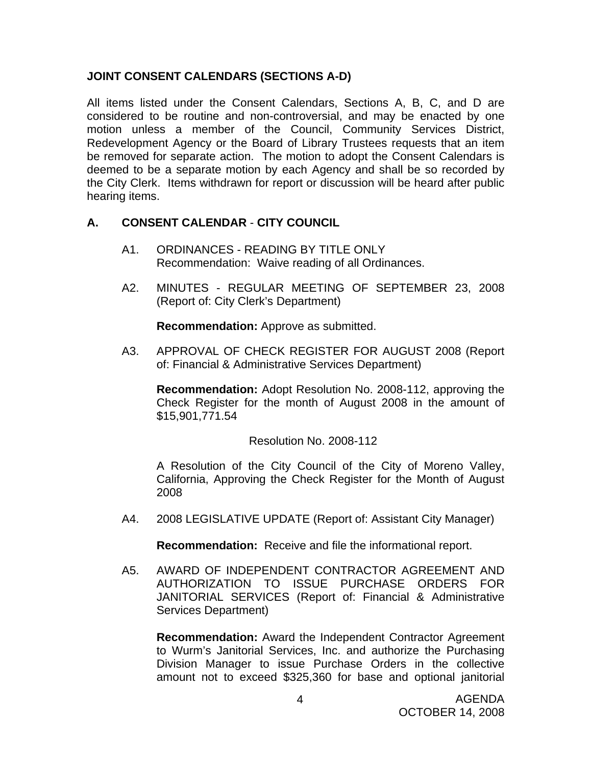## JOINT CONSENT CALENDARS (SECTIONS A-D)

All items listed under the Consent Calendars, Sections A, B, C, and D are considered to be routine and non-controversial, and may be enacted by one motion unless a member of the Council, Community Services District, Redevelopment Agency or the Board of Library Trustees requests that an item be removed for separate action. The motion to adopt the Consent Calendars is deemed to be a separate motion by each Agency and shall be so recorded by the City Clerk. Items withdrawn for report or discussion will be heard after public hearing items.

## A. CONSENT CALENDAR - CITY COUNCIL

A1. ORDINANCES - READING BY TITLE ONLY
Recommendation: Waive reading of all Ordinances.

A2. MINUTES - REGULAR MEETING OF SEPTEMBER 23, 2008 (Report of: City Clerk's Department)

**Recommendation:** Approve as submitted.

A3. APPROVAL OF CHECK REGISTER FOR AUGUST 2008 (Report of: Financial & Administrative Services Department)

**Recommendation:** Adopt Resolution No. 2008-112, approving the Check Register for the month of August 2008 in the amount of $15,901,771.54

Resolution No. 2008-112

A Resolution of the City Council of the City of Moreno Valley, California, Approving the Check Register for the Month of August 2008

A4. 2008 LEGISLATIVE UPDATE (Report of: Assistant City Manager)

**Recommendation:** Receive and file the informational report.

A5. AWARD OF INDEPENDENT CONTRACTOR AGREEMENT AND AUTHORIZATION TO ISSUE PURCHASE ORDERS FOR JANITORIAL SERVICES (Report of: Financial & Administrative Services Department)

**Recommendation:** Award the Independent Contractor Agreement to Wurm's Janitorial Services, Inc. and authorize the Purchasing Division Manager to issue Purchase Orders in the collective amount not to exceed $325,360 for base and optional janitorial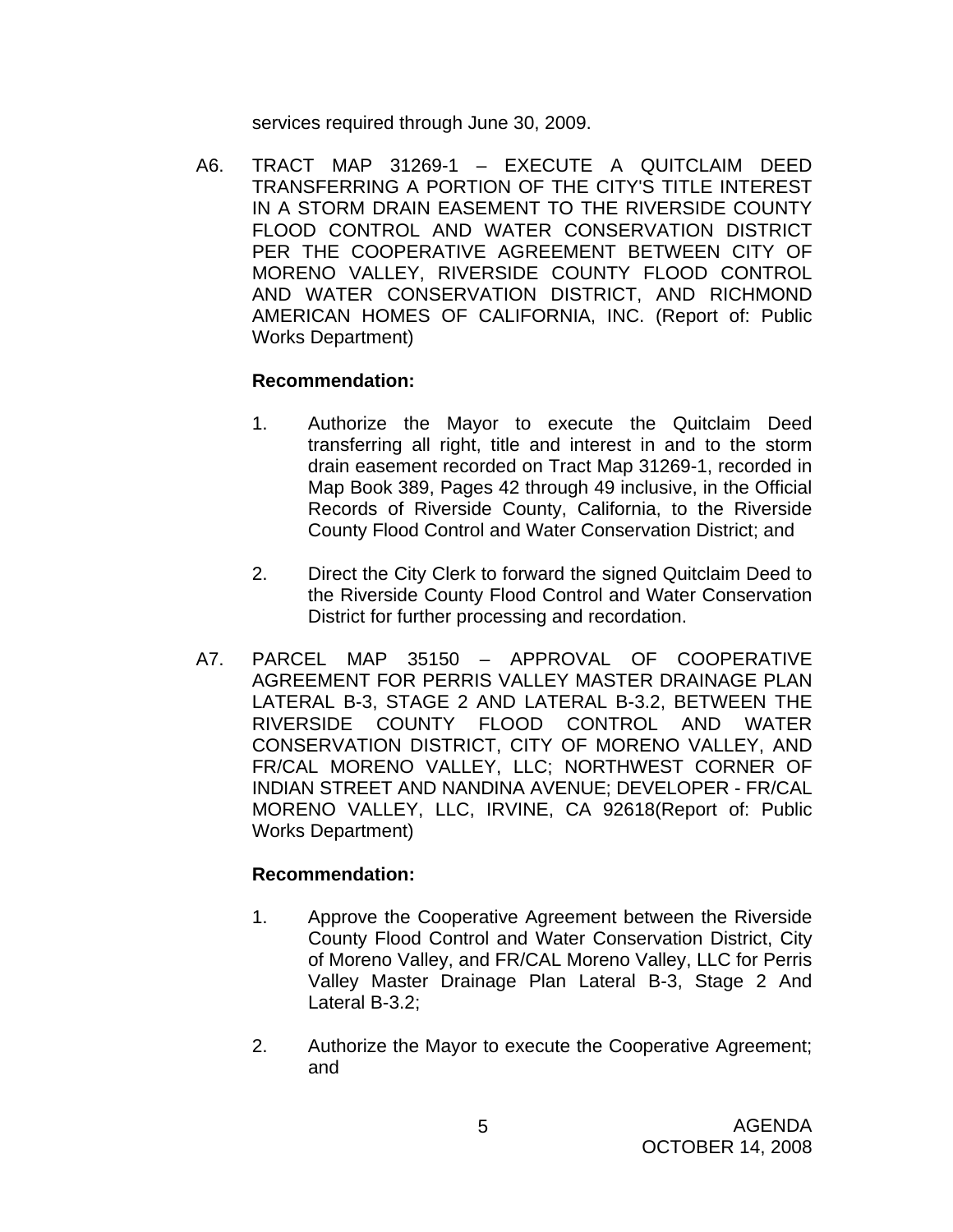services required through June 30, 2009.

A6. TRACT MAP 31269-1 – EXECUTE A QUITCLAIM DEED TRANSFERRING A PORTION OF THE CITY'S TITLE INTEREST IN A STORM DRAIN EASEMENT TO THE RIVERSIDE COUNTY FLOOD CONTROL AND WATER CONSERVATION DISTRICT PER THE COOPERATIVE AGREEMENT BETWEEN CITY OF MORENO VALLEY, RIVERSIDE COUNTY FLOOD CONTROL AND WATER CONSERVATION DISTRICT, AND RICHMOND AMERICAN HOMES OF CALIFORNIA, INC. (Report of: Public Works Department)

**Recommendation:**

1. Authorize the Mayor to execute the Quitclaim Deed transferring all right, title and interest in and to the storm drain easement recorded on Tract Map 31269-1, recorded in Map Book 389, Pages 42 through 49 inclusive, in the Official Records of Riverside County, California, to the Riverside County Flood Control and Water Conservation District; and

2. Direct the City Clerk to forward the signed Quitclaim Deed to the Riverside County Flood Control and Water Conservation District for further processing and recordation.

A7. PARCEL MAP 35150 – APPROVAL OF COOPERATIVE AGREEMENT FOR PERRIS VALLEY MASTER DRAINAGE PLAN LATERAL B-3, STAGE 2 AND LATERAL B-3.2, BETWEEN THE RIVERSIDE COUNTY FLOOD CONTROL AND WATER CONSERVATION DISTRICT, CITY OF MORENO VALLEY, AND FR/CAL MORENO VALLEY, LLC; NORTHWEST CORNER OF INDIAN STREET AND NANDINA AVENUE; DEVELOPER - FR/CAL MORENO VALLEY, LLC, IRVINE, CA 92618(Report of: Public Works Department)

**Recommendation:**

1. Approve the Cooperative Agreement between the Riverside County Flood Control and Water Conservation District, City of Moreno Valley, and FR/CAL Moreno Valley, LLC for Perris Valley Master Drainage Plan Lateral B-3, Stage 2 And Lateral B-3.2;

2. Authorize the Mayor to execute the Cooperative Agreement; and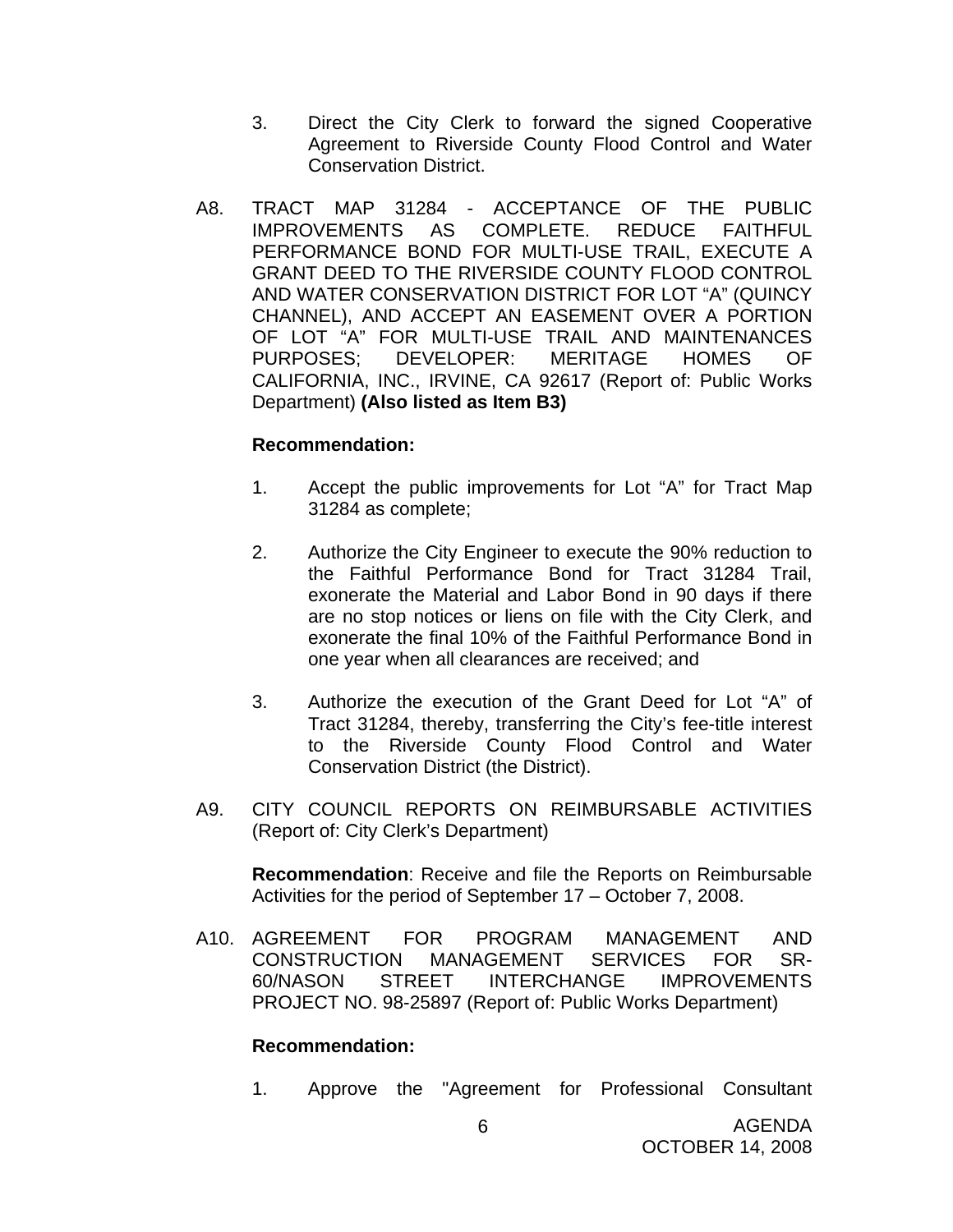3. Direct the City Clerk to forward the signed Cooperative Agreement to Riverside County Flood Control and Water Conservation District.

A8. TRACT MAP 31284 - ACCEPTANCE OF THE PUBLIC IMPROVEMENTS AS COMPLETE. REDUCE FAITHFUL PERFORMANCE BOND FOR MULTI-USE TRAIL, EXECUTE A GRANT DEED TO THE RIVERSIDE COUNTY FLOOD CONTROL AND WATER CONSERVATION DISTRICT FOR LOT "A" (QUINCY CHANNEL), AND ACCEPT AN EASEMENT OVER A PORTION OF LOT "A" FOR MULTI-USE TRAIL AND MAINTENANCES PURPOSES; DEVELOPER: MERITAGE HOMES OF CALIFORNIA, INC., IRVINE, CA 92617 (Report of: Public Works Department) **(Also listed as Item B3)**

**Recommendation:**

1. Accept the public improvements for Lot "A" for Tract Map 31284 as complete;

2. Authorize the City Engineer to execute the 90% reduction to the Faithful Performance Bond for Tract 31284 Trail, exonerate the Material and Labor Bond in 90 days if there are no stop notices or liens on file with the City Clerk, and exonerate the final 10% of the Faithful Performance Bond in one year when all clearances are received; and

3. Authorize the execution of the Grant Deed for Lot "A" of Tract 31284, thereby, transferring the City's fee-title interest to the Riverside County Flood Control and Water Conservation District (the District).

A9. CITY COUNCIL REPORTS ON REIMBURSABLE ACTIVITIES (Report of: City Clerk's Department)

**Recommendation**: Receive and file the Reports on Reimbursable Activities for the period of September 17 – October 7, 2008.

A10. AGREEMENT FOR PROGRAM MANAGEMENT AND CONSTRUCTION MANAGEMENT SERVICES FOR SR-60/NASON STREET INTERCHANGE IMPROVEMENTS PROJECT NO. 98-25897 (Report of: Public Works Department)

**Recommendation:**

1. Approve the "Agreement for Professional Consultant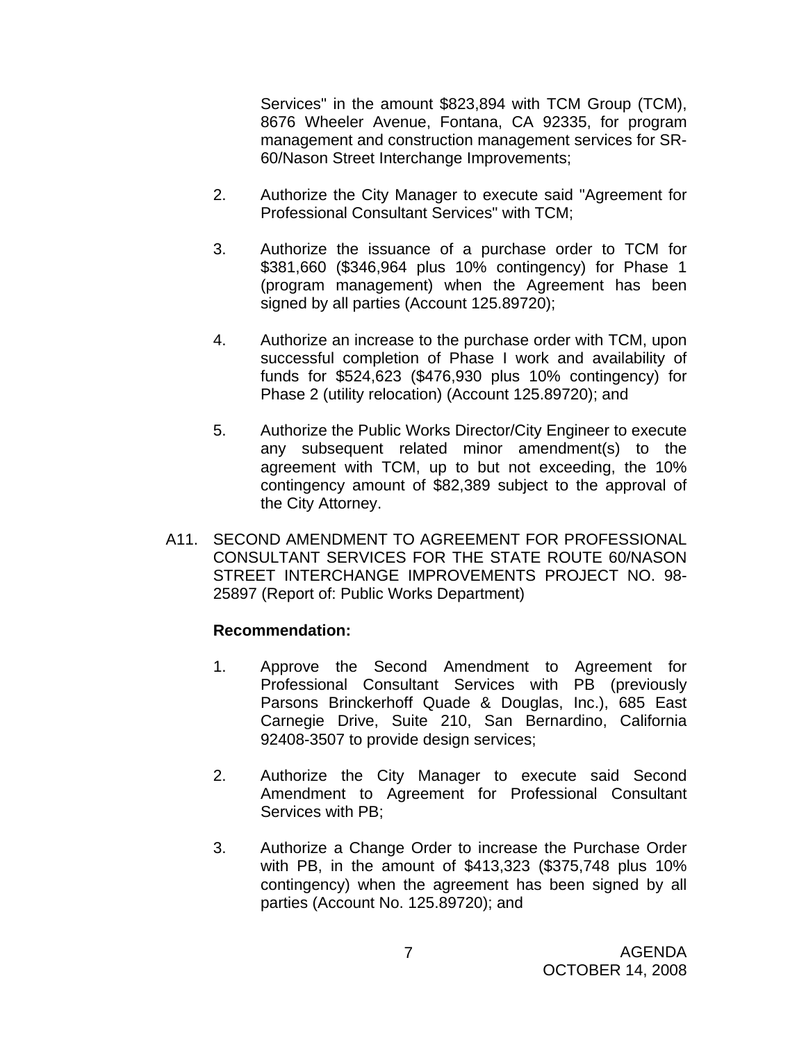Services" in the amount $823,894 with TCM Group (TCM), 8676 Wheeler Avenue, Fontana, CA 92335, for program management and construction management services for SR-60/Nason Street Interchange Improvements;

2. Authorize the City Manager to execute said "Agreement for Professional Consultant Services" with TCM;

3. Authorize the issuance of a purchase order to TCM for $381,660 ($346,964 plus 10% contingency) for Phase 1 (program management) when the Agreement has been signed by all parties (Account 125.89720);

4. Authorize an increase to the purchase order with TCM, upon successful completion of Phase I work and availability of funds for $524,623 ($476,930 plus 10% contingency) for Phase 2 (utility relocation) (Account 125.89720); and

5. Authorize the Public Works Director/City Engineer to execute any subsequent related minor amendment(s) to the agreement with TCM, up to but not exceeding, the 10% contingency amount of $82,389 subject to the approval of the City Attorney.

A11. SECOND AMENDMENT TO AGREEMENT FOR PROFESSIONAL CONSULTANT SERVICES FOR THE STATE ROUTE 60/NASON STREET INTERCHANGE IMPROVEMENTS PROJECT NO. 98-25897 (Report of: Public Works Department)

**Recommendation:**

1. Approve the Second Amendment to Agreement for Professional Consultant Services with PB (previously Parsons Brinckerhoff Quade & Douglas, Inc.), 685 East Carnegie Drive, Suite 210, San Bernardino, California 92408-3507 to provide design services;

2. Authorize the City Manager to execute said Second Amendment to Agreement for Professional Consultant Services with PB;

3. Authorize a Change Order to increase the Purchase Order with PB, in the amount of $413,323 ($375,748 plus 10% contingency) when the agreement has been signed by all parties (Account No. 125.89720); and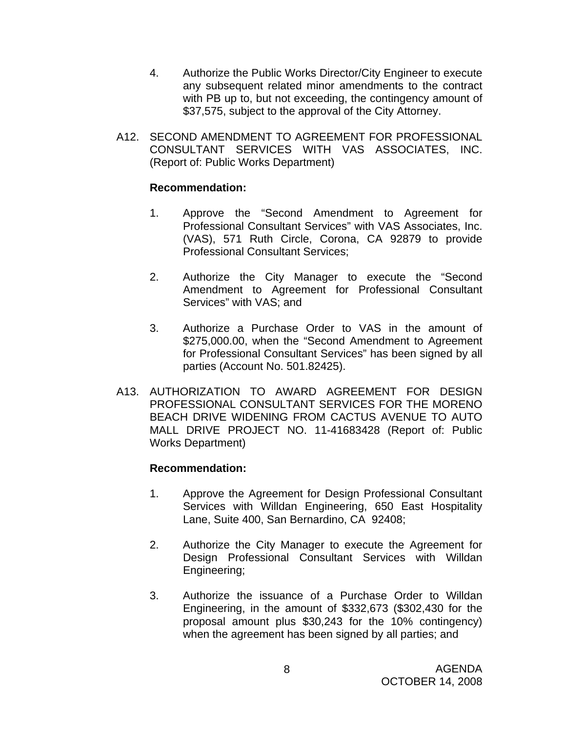4. Authorize the Public Works Director/City Engineer to execute any subsequent related minor amendments to the contract with PB up to, but not exceeding, the contingency amount of $37,575, subject to the approval of the City Attorney.

A12. SECOND AMENDMENT TO AGREEMENT FOR PROFESSIONAL CONSULTANT SERVICES WITH VAS ASSOCIATES, INC. (Report of: Public Works Department)

**Recommendation:**

1. Approve the “Second Amendment to Agreement for Professional Consultant Services” with VAS Associates, Inc. (VAS), 571 Ruth Circle, Corona, CA 92879 to provide Professional Consultant Services;

2. Authorize the City Manager to execute the “Second Amendment to Agreement for Professional Consultant Services” with VAS; and

3. Authorize a Purchase Order to VAS in the amount of $275,000.00, when the “Second Amendment to Agreement for Professional Consultant Services” has been signed by all parties (Account No. 501.82425).

A13. AUTHORIZATION TO AWARD AGREEMENT FOR DESIGN PROFESSIONAL CONSULTANT SERVICES FOR THE MORENO BEACH DRIVE WIDENING FROM CACTUS AVENUE TO AUTO MALL DRIVE PROJECT NO. 11-41683428 (Report of: Public Works Department)

**Recommendation:**

1. Approve the Agreement for Design Professional Consultant Services with Willdan Engineering, 650 East Hospitality Lane, Suite 400, San Bernardino, CA 92408;

2. Authorize the City Manager to execute the Agreement for Design Professional Consultant Services with Willdan Engineering;

3. Authorize the issuance of a Purchase Order to Willdan Engineering, in the amount of $332,673 ($302,430 for the proposal amount plus $30,243 for the 10% contingency) when the agreement has been signed by all parties; and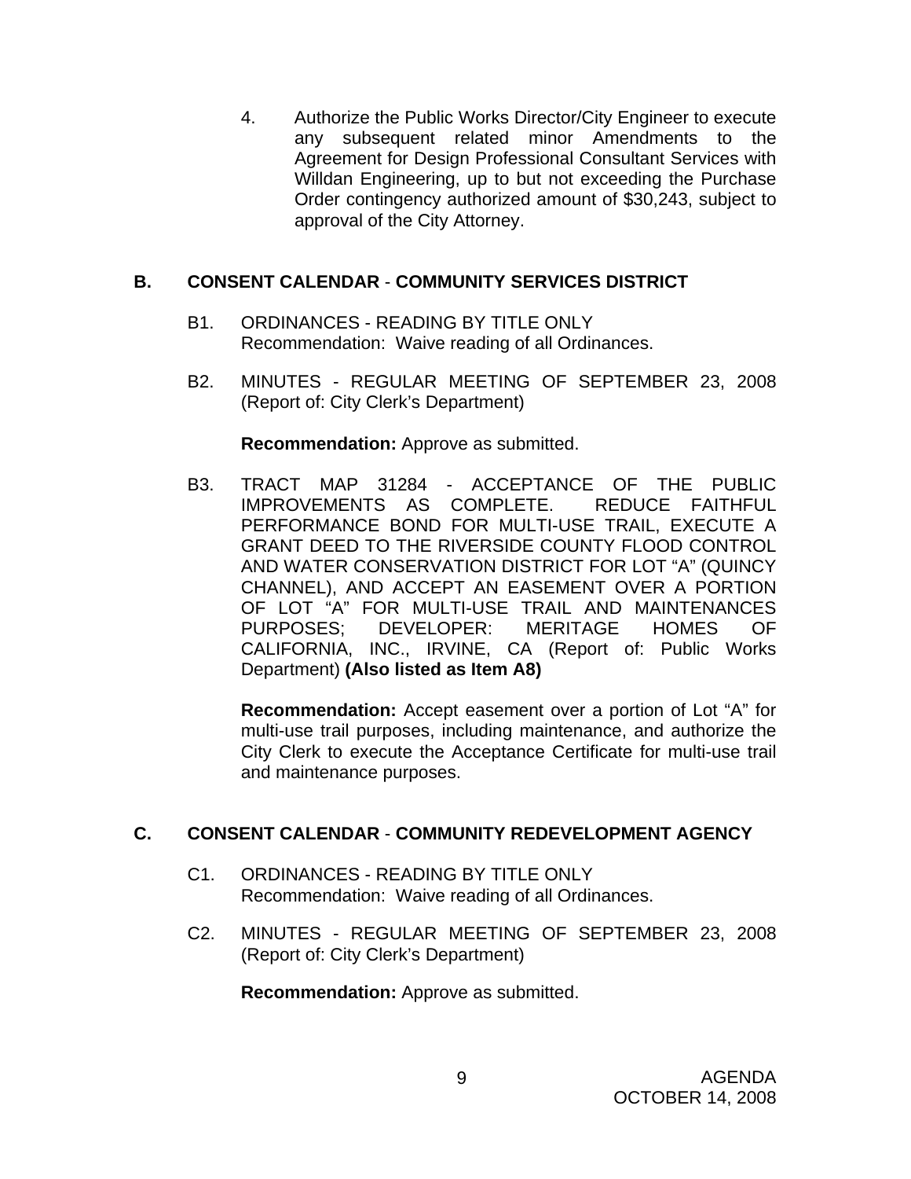4. Authorize the Public Works Director/City Engineer to execute any subsequent related minor Amendments to the Agreement for Design Professional Consultant Services with Willdan Engineering, up to but not exceeding the Purchase Order contingency authorized amount of $30,243, subject to approval of the City Attorney.

## B. CONSENT CALENDAR - COMMUNITY SERVICES DISTRICT

B1. ORDINANCES - READING BY TITLE ONLY
Recommendation: Waive reading of all Ordinances.

B2. MINUTES - REGULAR MEETING OF SEPTEMBER 23, 2008 (Report of: City Clerk's Department)

**Recommendation:** Approve as submitted.

B3. TRACT MAP 31284 - ACCEPTANCE OF THE PUBLIC IMPROVEMENTS AS COMPLETE. REDUCE FAITHFUL PERFORMANCE BOND FOR MULTI-USE TRAIL, EXECUTE A GRANT DEED TO THE RIVERSIDE COUNTY FLOOD CONTROL AND WATER CONSERVATION DISTRICT FOR LOT "A" (QUINCY CHANNEL), AND ACCEPT AN EASEMENT OVER A PORTION OF LOT "A" FOR MULTI-USE TRAIL AND MAINTENANCES PURPOSES; DEVELOPER: MERITAGE HOMES OF CALIFORNIA, INC., IRVINE, CA (Report of: Public Works Department) **(Also listed as Item A8)**

**Recommendation:** Accept easement over a portion of Lot "A" for multi-use trail purposes, including maintenance, and authorize the City Clerk to execute the Acceptance Certificate for multi-use trail and maintenance purposes.

## C. CONSENT CALENDAR - COMMUNITY REDEVELOPMENT AGENCY

C1. ORDINANCES - READING BY TITLE ONLY
Recommendation: Waive reading of all Ordinances.

C2. MINUTES - REGULAR MEETING OF SEPTEMBER 23, 2008 (Report of: City Clerk's Department)

**Recommendation:** Approve as submitted.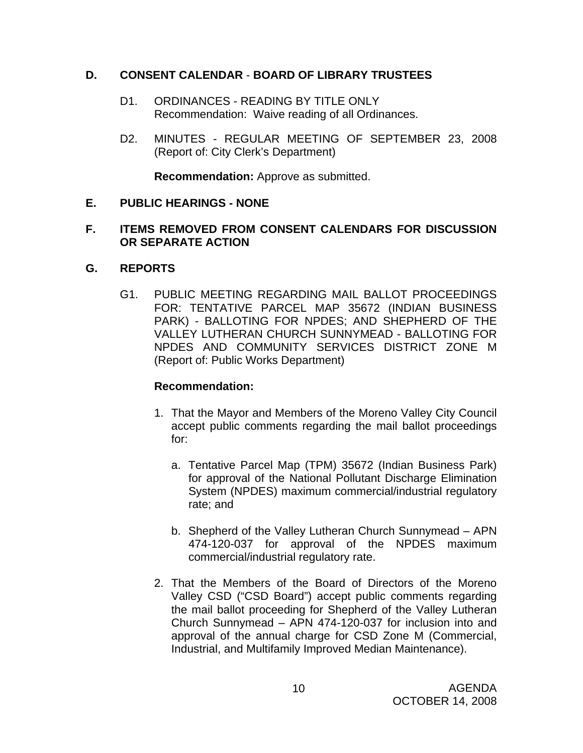## D. CONSENT CALENDAR - BOARD OF LIBRARY TRUSTEES

D1. ORDINANCES - READING BY TITLE ONLY
Recommendation: Waive reading of all Ordinances.

D2. MINUTES - REGULAR MEETING OF SEPTEMBER 23, 2008 (Report of: City Clerk's Department)

**Recommendation:** Approve as submitted.

## E. PUBLIC HEARINGS - NONE

## F. ITEMS REMOVED FROM CONSENT CALENDARS FOR DISCUSSION OR SEPARATE ACTION

## G. REPORTS

G1. PUBLIC MEETING REGARDING MAIL BALLOT PROCEEDINGS FOR: TENTATIVE PARCEL MAP 35672 (INDIAN BUSINESS PARK) - BALLOTING FOR NPDES; AND SHEPHERD OF THE VALLEY LUTHERAN CHURCH SUNNYMEAD - BALLOTING FOR NPDES AND COMMUNITY SERVICES DISTRICT ZONE M (Report of: Public Works Department)

**Recommendation:**

1. That the Mayor and Members of the Moreno Valley City Council accept public comments regarding the mail ballot proceedings for:

   a. Tentative Parcel Map (TPM) 35672 (Indian Business Park) for approval of the National Pollutant Discharge Elimination System (NPDES) maximum commercial/industrial regulatory rate; and

   b. Shepherd of the Valley Lutheran Church Sunnymead – APN 474-120-037 for approval of the NPDES maximum commercial/industrial regulatory rate.

2. That the Members of the Board of Directors of the Moreno Valley CSD ("CSD Board") accept public comments regarding the mail ballot proceeding for Shepherd of the Valley Lutheran Church Sunnymead – APN 474-120-037 for inclusion into and approval of the annual charge for CSD Zone M (Commercial, Industrial, and Multifamily Improved Median Maintenance).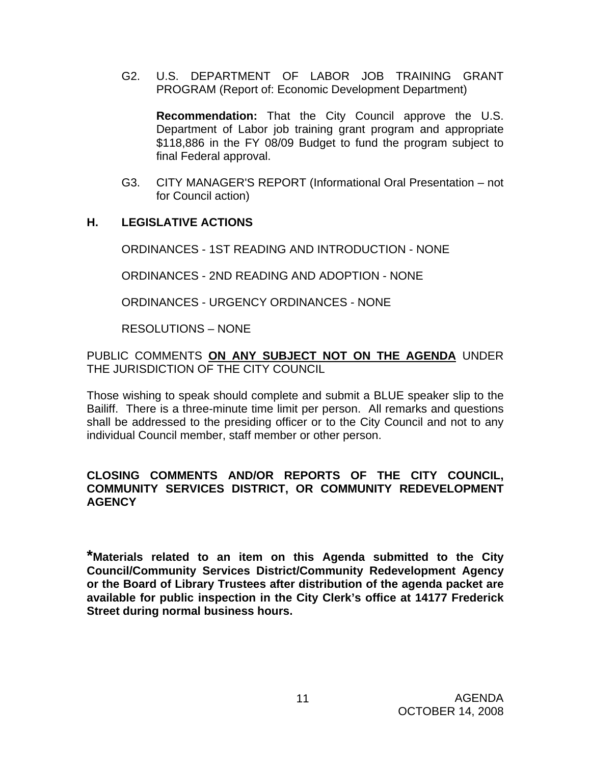G2. U.S. DEPARTMENT OF LABOR JOB TRAINING GRANT PROGRAM (Report of: Economic Development Department)

**Recommendation:** That the City Council approve the U.S. Department of Labor job training grant program and appropriate $118,886 in the FY 08/09 Budget to fund the program subject to final Federal approval.

G3. CITY MANAGER'S REPORT (Informational Oral Presentation – not for Council action)

## H. LEGISLATIVE ACTIONS

ORDINANCES - 1ST READING AND INTRODUCTION - NONE

ORDINANCES - 2ND READING AND ADOPTION - NONE

ORDINANCES - URGENCY ORDINANCES - NONE

RESOLUTIONS – NONE

PUBLIC COMMENTS **ON ANY SUBJECT NOT ON THE AGENDA** UNDER THE JURISDICTION OF THE CITY COUNCIL

Those wishing to speak should complete and submit a BLUE speaker slip to the Bailiff. There is a three-minute time limit per person. All remarks and questions shall be addressed to the presiding officer or to the City Council and not to any individual Council member, staff member or other person.

**CLOSING COMMENTS AND/OR REPORTS OF THE CITY COUNCIL, COMMUNITY SERVICES DISTRICT, OR COMMUNITY REDEVELOPMENT AGENCY**

**\*Materials related to an item on this Agenda submitted to the City Council/Community Services District/Community Redevelopment Agency or the Board of Library Trustees after distribution of the agenda packet are available for public inspection in the City Clerk's office at 14177 Frederick Street during normal business hours.**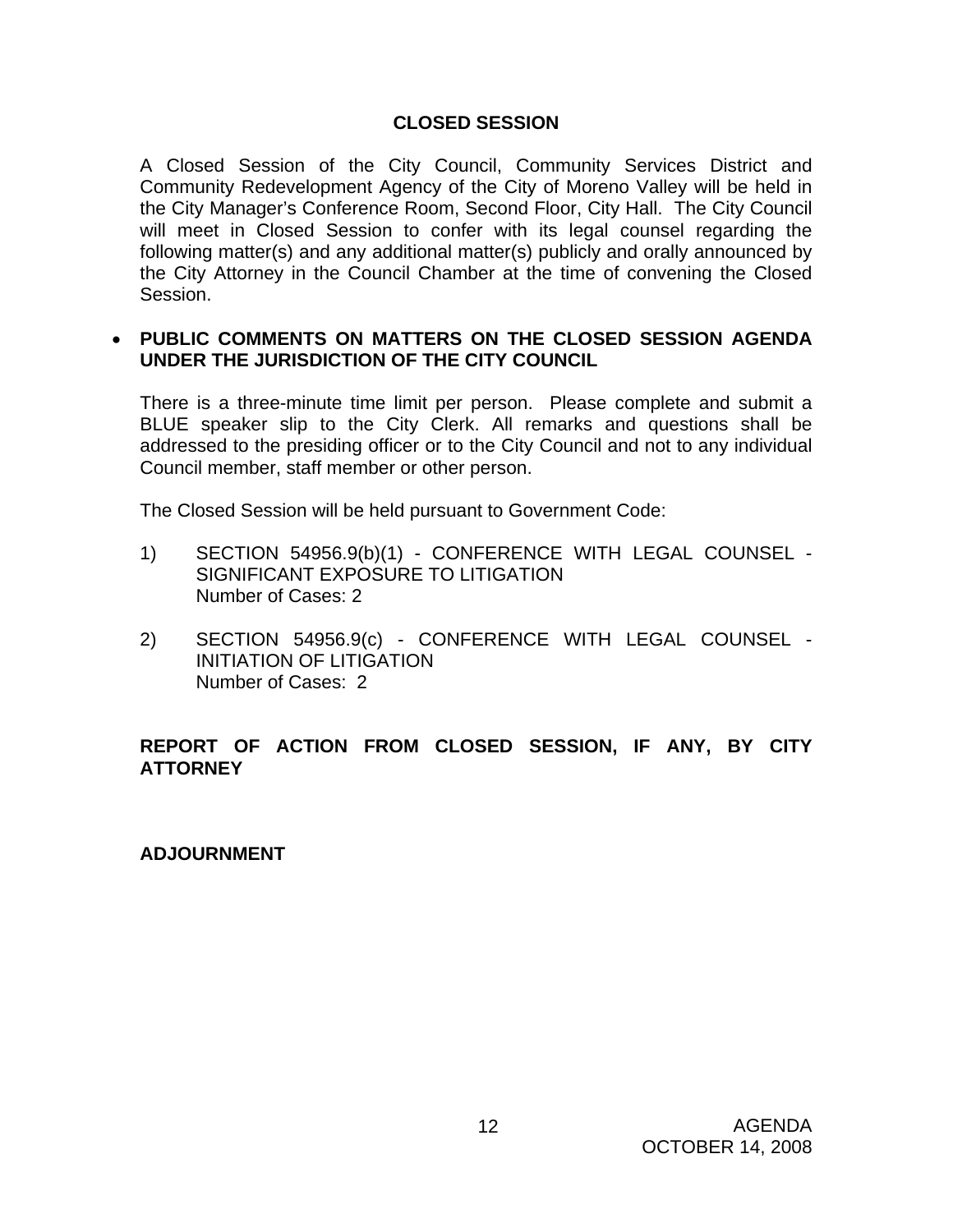## CLOSED SESSION

A Closed Session of the City Council, Community Services District and Community Redevelopment Agency of the City of Moreno Valley will be held in the City Manager's Conference Room, Second Floor, City Hall. The City Council will meet in Closed Session to confer with its legal counsel regarding the following matter(s) and any additional matter(s) publicly and orally announced by the City Attorney in the Council Chamber at the time of convening the Closed Session.

- **PUBLIC COMMENTS ON MATTERS ON THE CLOSED SESSION AGENDA UNDER THE JURISDICTION OF THE CITY COUNCIL**

  There is a three-minute time limit per person. Please complete and submit a BLUE speaker slip to the City Clerk. All remarks and questions shall be addressed to the presiding officer or to the City Council and not to any individual Council member, staff member or other person.

  The Closed Session will be held pursuant to Government Code:

  1) SECTION 54956.9(b)(1) - CONFERENCE WITH LEGAL COUNSEL - SIGNIFICANT EXPOSURE TO LITIGATION
     Number of Cases: 2

  2) SECTION 54956.9(c) - CONFERENCE WITH LEGAL COUNSEL - INITIATION OF LITIGATION
     Number of Cases: 2

**REPORT OF ACTION FROM CLOSED SESSION, IF ANY, BY CITY ATTORNEY**

**ADJOURNMENT**